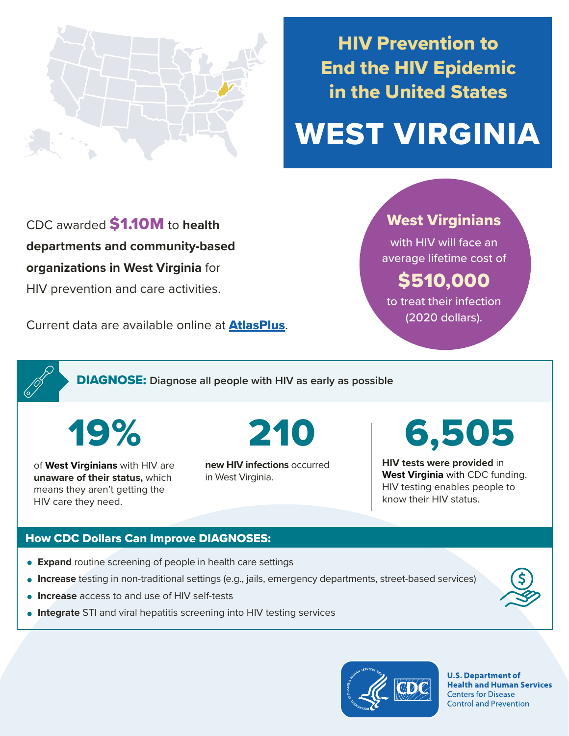# HIV Prevention to End the HIV Epidemic in the United States

# WEST VIRGINIA

CDC awarded **$1.10M** to **health departments and community-based organizations in West Virginia** for HIV prevention and care activities.

Current data are available online at **AtlasPlus**.

**West Virginians** with HIV will face an average lifetime cost of **$510,000** to treat their infection (2020 dollars).

## DIAGNOSE: Diagnose all people with HIV as early as possible

**19%**

of **West Virginians** with HIV are **unaware of their status,** which means they aren't getting the HIV care they need.

**210**

**new HIV infections** occurred in West Virginia.

**6,505**

**HIV tests were provided** in **West Virginia** with CDC funding. HIV testing enables people to know their HIV status.

### How CDC Dollars Can Improve DIAGNOSES:

- **Expand** routine screening of people in health care settings
- **Increase** testing in non-traditional settings (e.g., jails, emergency departments, street-based services)
- **Increase** access to and use of HIV self-tests
- **Integrate** STI and viral hepatitis screening into HIV testing services

U.S. Department of Health and Human Services
Centers for Disease Control and Prevention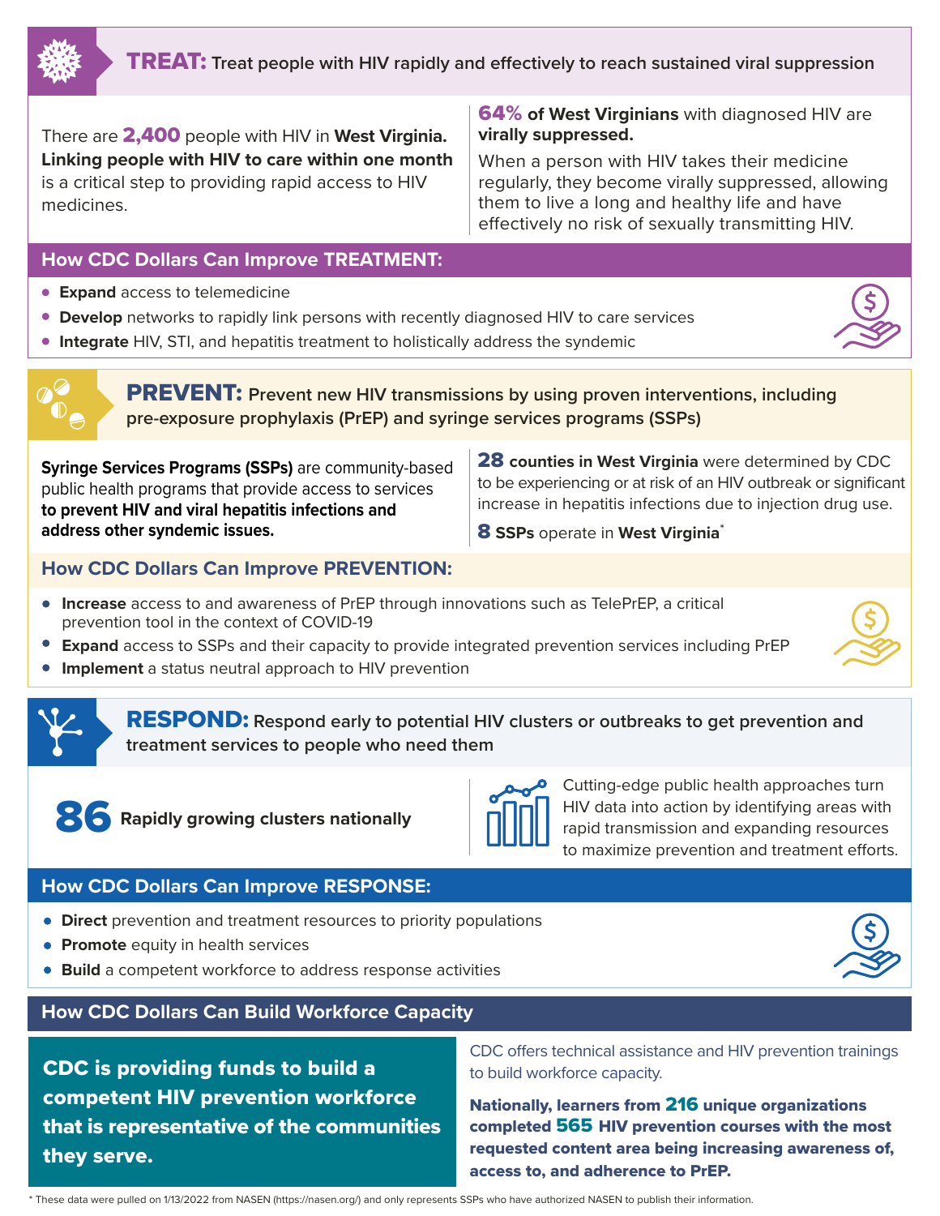## TREAT: Treat people with HIV rapidly and effectively to reach sustained viral suppression

There are **2,400** people with HIV in **West Virginia. Linking people with HIV to care within one month** is a critical step to providing rapid access to HIV medicines.

**64% of West Virginians** with diagnosed HIV are **virally suppressed.**

When a person with HIV takes their medicine regularly, they become virally suppressed, allowing them to live a long and healthy life and have effectively no risk of sexually transmitting HIV.

### How CDC Dollars Can Improve TREATMENT:

- **Expand** access to telemedicine
- **Develop** networks to rapidly link persons with recently diagnosed HIV to care services
- **Integrate** HIV, STI, and hepatitis treatment to holistically address the syndemic

## PREVENT: Prevent new HIV transmissions by using proven interventions, including pre-exposure prophylaxis (PrEP) and syringe services programs (SSPs)

**Syringe Services Programs (SSPs)** are community-based public health programs that provide access to services **to prevent HIV and viral hepatitis infections and address other syndemic issues.**

**28 counties in West Virginia** were determined by CDC to be experiencing or at risk of an HIV outbreak or significant increase in hepatitis infections due to injection drug use.

**8 SSPs** operate in **West Virginia***

### How CDC Dollars Can Improve PREVENTION:

- **Increase** access to and awareness of PrEP through innovations such as TelePrEP, a critical prevention tool in the context of COVID-19
- **Expand** access to SSPs and their capacity to provide integrated prevention services including PrEP
- **Implement** a status neutral approach to HIV prevention

## RESPOND: Respond early to potential HIV clusters or outbreaks to get prevention and treatment services to people who need them

**86 Rapidly growing clusters nationally**

Cutting-edge public health approaches turn HIV data into action by identifying areas with rapid transmission and expanding resources to maximize prevention and treatment efforts.

### How CDC Dollars Can Improve RESPONSE:

- **Direct** prevention and treatment resources to priority populations
- **Promote** equity in health services
- **Build** a competent workforce to address response activities

### How CDC Dollars Can Build Workforce Capacity

**CDC is providing funds to build a competent HIV prevention workforce that is representative of the communities they serve.**

CDC offers technical assistance and HIV prevention trainings to build workforce capacity.

**Nationally, learners from 216 unique organizations completed 565 HIV prevention courses with the most requested content area being increasing awareness of, access to, and adherence to PrEP.**

* These data were pulled on 1/13/2022 from NASEN (https://nasen.org/) and only represents SSPs who have authorized NASEN to publish their information.